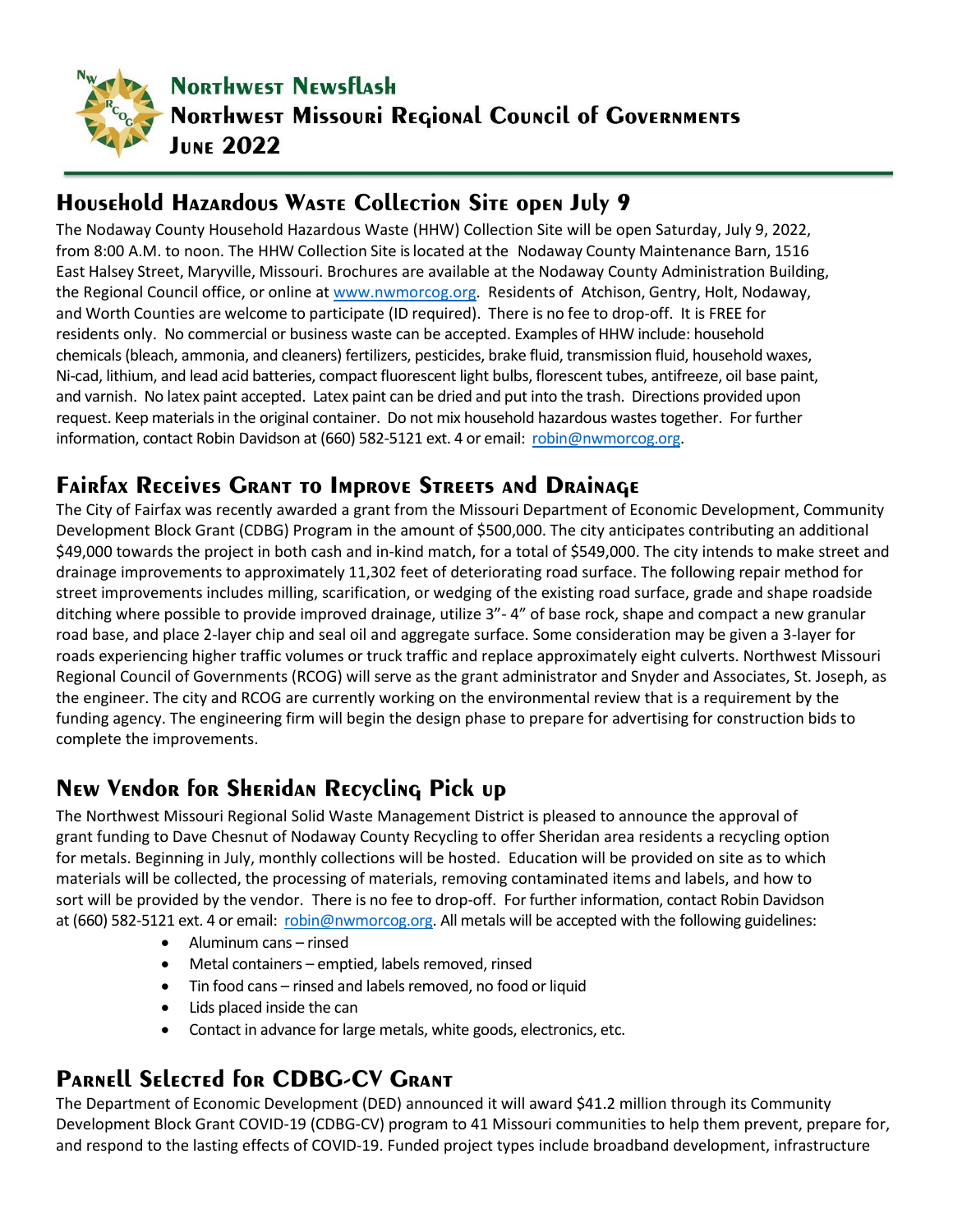# Northwest Newsflash
## Northwest Missouri Regional Council of Governments
## June 2022

## Household Hazardous Waste Collection Site open July 9

The Nodaway County Household Hazardous Waste (HHW) Collection Site will be open Saturday, July 9, 2022, from 8:00 A.M. to noon. The HHW Collection Site is located at the Nodaway County Maintenance Barn, 1516 East Halsey Street, Maryville, Missouri. Brochures are available at the Nodaway County Administration Building, the Regional Council office, or online at www.nwmorcog.org. Residents of Atchison, Gentry, Holt, Nodaway, and Worth Counties are welcome to participate (ID required). There is no fee to drop-off. It is FREE for residents only. No commercial or business waste can be accepted. Examples of HHW include: household chemicals (bleach, ammonia, and cleaners) fertilizers, pesticides, brake fluid, transmission fluid, household waxes, Ni-cad, lithium, and lead acid batteries, compact fluorescent light bulbs, florescent tubes, antifreeze, oil base paint, and varnish. No latex paint accepted. Latex paint can be dried and put into the trash. Directions provided upon request. Keep materials in the original container. Do not mix household hazardous wastes together. For further information, contact Robin Davidson at (660) 582-5121 ext. 4 or email: robin@nwmorcog.org.

## Fairfax Receives Grant to Improve Streets and Drainage

The City of Fairfax was recently awarded a grant from the Missouri Department of Economic Development, Community Development Block Grant (CDBG) Program in the amount of $500,000. The city anticipates contributing an additional $49,000 towards the project in both cash and in-kind match, for a total of $549,000. The city intends to make street and drainage improvements to approximately 11,302 feet of deteriorating road surface. The following repair method for street improvements includes milling, scarification, or wedging of the existing road surface, grade and shape roadside ditching where possible to provide improved drainage, utilize 3”- 4” of base rock, shape and compact a new granular road base, and place 2-layer chip and seal oil and aggregate surface. Some consideration may be given a 3-layer for roads experiencing higher traffic volumes or truck traffic and replace approximately eight culverts. Northwest Missouri Regional Council of Governments (RCOG) will serve as the grant administrator and Snyder and Associates, St. Joseph, as the engineer. The city and RCOG are currently working on the environmental review that is a requirement by the funding agency. The engineering firm will begin the design phase to prepare for advertising for construction bids to complete the improvements.

## New Vendor for Sheridan Recycling Pick up

The Northwest Missouri Regional Solid Waste Management District is pleased to announce the approval of grant funding to Dave Chesnut of Nodaway County Recycling to offer Sheridan area residents a recycling option for metals. Beginning in July, monthly collections will be hosted. Education will be provided on site as to which materials will be collected, the processing of materials, removing contaminated items and labels, and how to sort will be provided by the vendor. There is no fee to drop-off. For further information, contact Robin Davidson at (660) 582-5121 ext. 4 or email: robin@nwmorcog.org. All metals will be accepted with the following guidelines:

- Aluminum cans – rinsed
- Metal containers – emptied, labels removed, rinsed
- Tin food cans – rinsed and labels removed, no food or liquid
- Lids placed inside the can
- Contact in advance for large metals, white goods, electronics, etc.

## Parnell Selected for CDBG-CV Grant

The Department of Economic Development (DED) announced it will award $41.2 million through its Community Development Block Grant COVID-19 (CDBG-CV) program to 41 Missouri communities to help them prevent, prepare for, and respond to the lasting effects of COVID-19. Funded project types include broadband development, infrastructure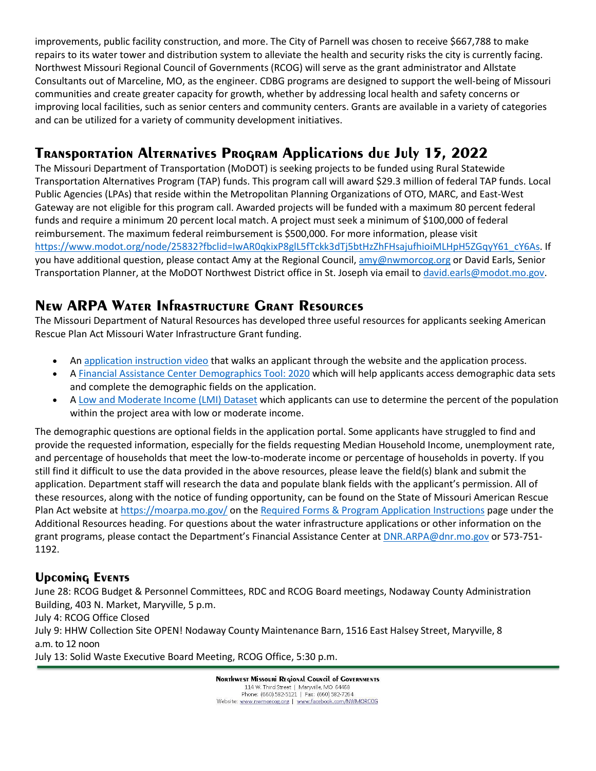improvements, public facility construction, and more. The City of Parnell was chosen to receive $667,788 to make repairs to its water tower and distribution system to alleviate the health and security risks the city is currently facing. Northwest Missouri Regional Council of Governments (RCOG) will serve as the grant administrator and Allstate Consultants out of Marceline, MO, as the engineer. CDBG programs are designed to support the well-being of Missouri communities and create greater capacity for growth, whether by addressing local health and safety concerns or improving local facilities, such as senior centers and community centers. Grants are available in a variety of categories and can be utilized for a variety of community development initiatives.

## Transportation Alternatives Program Applications due July 15, 2022

The Missouri Department of Transportation (MoDOT) is seeking projects to be funded using Rural Statewide Transportation Alternatives Program (TAP) funds. This program call will award $29.3 million of federal TAP funds. Local Public Agencies (LPAs) that reside within the Metropolitan Planning Organizations of OTO, MARC, and East-West Gateway are not eligible for this program call. Awarded projects will be funded with a maximum 80 percent federal funds and require a minimum 20 percent local match. A project must seek a minimum of $100,000 of federal reimbursement. The maximum federal reimbursement is $500,000. For more information, please visit https://www.modot.org/node/25832?fbclid=IwAR0qkixP8glL5fTckk3dTj5btHzZhFHsajufhioiMLHpH5ZGqyY61_cY6As. If you have additional question, please contact Amy at the Regional Council, amy@nwmorcog.org or David Earls, Senior Transportation Planner, at the MoDOT Northwest District office in St. Joseph via email to david.earls@modot.mo.gov.

## New ARPA Water Infrastructure Grant Resources

The Missouri Department of Natural Resources has developed three useful resources for applicants seeking American Rescue Plan Act Missouri Water Infrastructure Grant funding.

- An application instruction video that walks an applicant through the website and the application process.
- A Financial Assistance Center Demographics Tool: 2020 which will help applicants access demographic data sets and complete the demographic fields on the application.
- A Low and Moderate Income (LMI) Dataset which applicants can use to determine the percent of the population within the project area with low or moderate income.

The demographic questions are optional fields in the application portal. Some applicants have struggled to find and provide the requested information, especially for the fields requesting Median Household Income, unemployment rate, and percentage of households that meet the low-to-moderate income or percentage of households in poverty. If you still find it difficult to use the data provided in the above resources, please leave the field(s) blank and submit the application. Department staff will research the data and populate blank fields with the applicant's permission. All of these resources, along with the notice of funding opportunity, can be found on the State of Missouri American Rescue Plan Act website at https://moarpa.mo.gov/ on the Required Forms & Program Application Instructions page under the Additional Resources heading. For questions about the water infrastructure applications or other information on the grant programs, please contact the Department's Financial Assistance Center at DNR.ARPA@dnr.mo.gov or 573-751-1192.

### Upcoming Events

June 28: RCOG Budget & Personnel Committees, RDC and RCOG Board meetings, Nodaway County Administration Building, 403 N. Market, Maryville, 5 p.m.
July 4: RCOG Office Closed
July 9: HHW Collection Site OPEN! Nodaway County Maintenance Barn, 1516 East Halsey Street, Maryville, 8 a.m. to 12 noon
July 13: Solid Waste Executive Board Meeting, RCOG Office, 5:30 p.m.